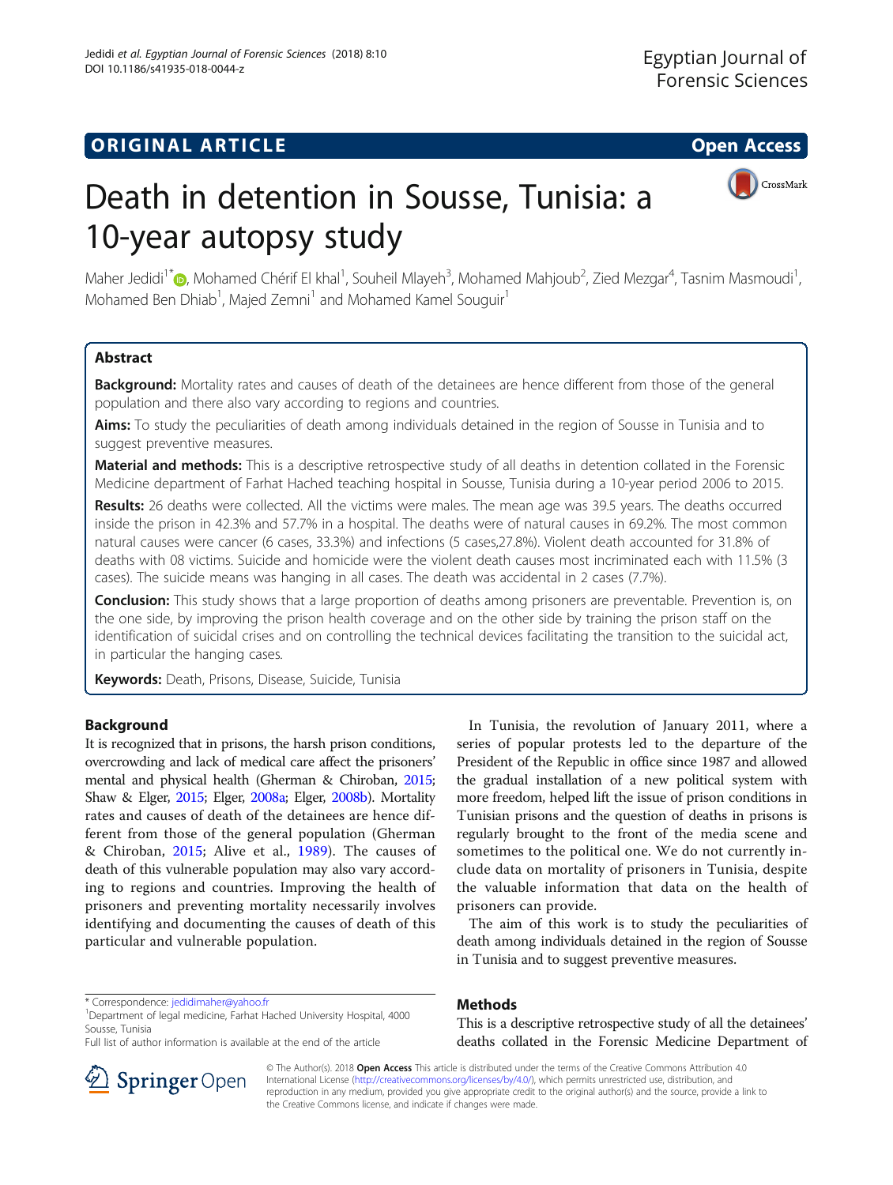ORIGINAL ARTICLE

Open Access

# Death in detention in Sousse, Tunisia: a 10-year autopsy study

Maher Jedidi[1*], Mohamed Chérif El khal[1], Souheil Mlayeh[3], Mohamed Mahjoub[2], Zied Mezgar[4], Tasnim Masmoudi[1], Mohamed Ben Dhiab[1], Majed Zemni[1] and Mohamed Kamel Souguir[1]

## Abstract

**Background:** Mortality rates and causes of death of the detainees are hence different from those of the general population and there also vary according to regions and countries.

**Aims:** To study the peculiarities of death among individuals detained in the region of Sousse in Tunisia and to suggest preventive measures.

**Material and methods:** This is a descriptive retrospective study of all deaths in detention collated in the Forensic Medicine department of Farhat Hached teaching hospital in Sousse, Tunisia during a 10-year period 2006 to 2015.

**Results:** 26 deaths were collected. All the victims were males. The mean age was 39.5 years. The deaths occurred inside the prison in 42.3% and 57.7% in a hospital. The deaths were of natural causes in 69.2%. The most common natural causes were cancer (6 cases, 33.3%) and infections (5 cases,27.8%). Violent death accounted for 31.8% of deaths with 08 victims. Suicide and homicide were the violent death causes most incriminated each with 11.5% (3 cases). The suicide means was hanging in all cases. The death was accidental in 2 cases (7.7%).

**Conclusion:** This study shows that a large proportion of deaths among prisoners are preventable. Prevention is, on the one side, by improving the prison health coverage and on the other side by training the prison staff on the identification of suicidal crises and on controlling the technical devices facilitating the transition to the suicidal act, in particular the hanging cases.

**Keywords:** Death, Prisons, Disease, Suicide, Tunisia

## Background

It is recognized that in prisons, the harsh prison conditions, overcrowding and lack of medical care affect the prisoners' mental and physical health (Gherman & Chiroban, 2015; Shaw & Elger, 2015; Elger, 2008a; Elger, 2008b). Mortality rates and causes of death of the detainees are hence different from those of the general population (Gherman & Chiroban, 2015; Alive et al., 1989). The causes of death of this vulnerable population may also vary according to regions and countries. Improving the health of prisoners and preventing mortality necessarily involves identifying and documenting the causes of death of this particular and vulnerable population.

In Tunisia, the revolution of January 2011, where a series of popular protests led to the departure of the President of the Republic in office since 1987 and allowed the gradual installation of a new political system with more freedom, helped lift the issue of prison conditions in Tunisian prisons and the question of deaths in prisons is regularly brought to the front of the media scene and sometimes to the political one. We do not currently include data on mortality of prisoners in Tunisia, despite the valuable information that data on the health of prisoners can provide.

The aim of this work is to study the peculiarities of death among individuals detained in the region of Sousse in Tunisia and to suggest preventive measures.

## Methods

This is a descriptive retrospective study of all the detainees' deaths collated in the Forensic Medicine Department of

\* Correspondence: jedidimaher@yahoo.fr
[1]Department of legal medicine, Farhat Hached University Hospital, 4000 Sousse, Tunisia
Full list of author information is available at the end of the article

© The Author(s). 2018 **Open Access** This article is distributed under the terms of the Creative Commons Attribution 4.0 International License (http://creativecommons.org/licenses/by/4.0/), which permits unrestricted use, distribution, and reproduction in any medium, provided you give appropriate credit to the original author(s) and the source, provide a link to the Creative Commons license, and indicate if changes were made.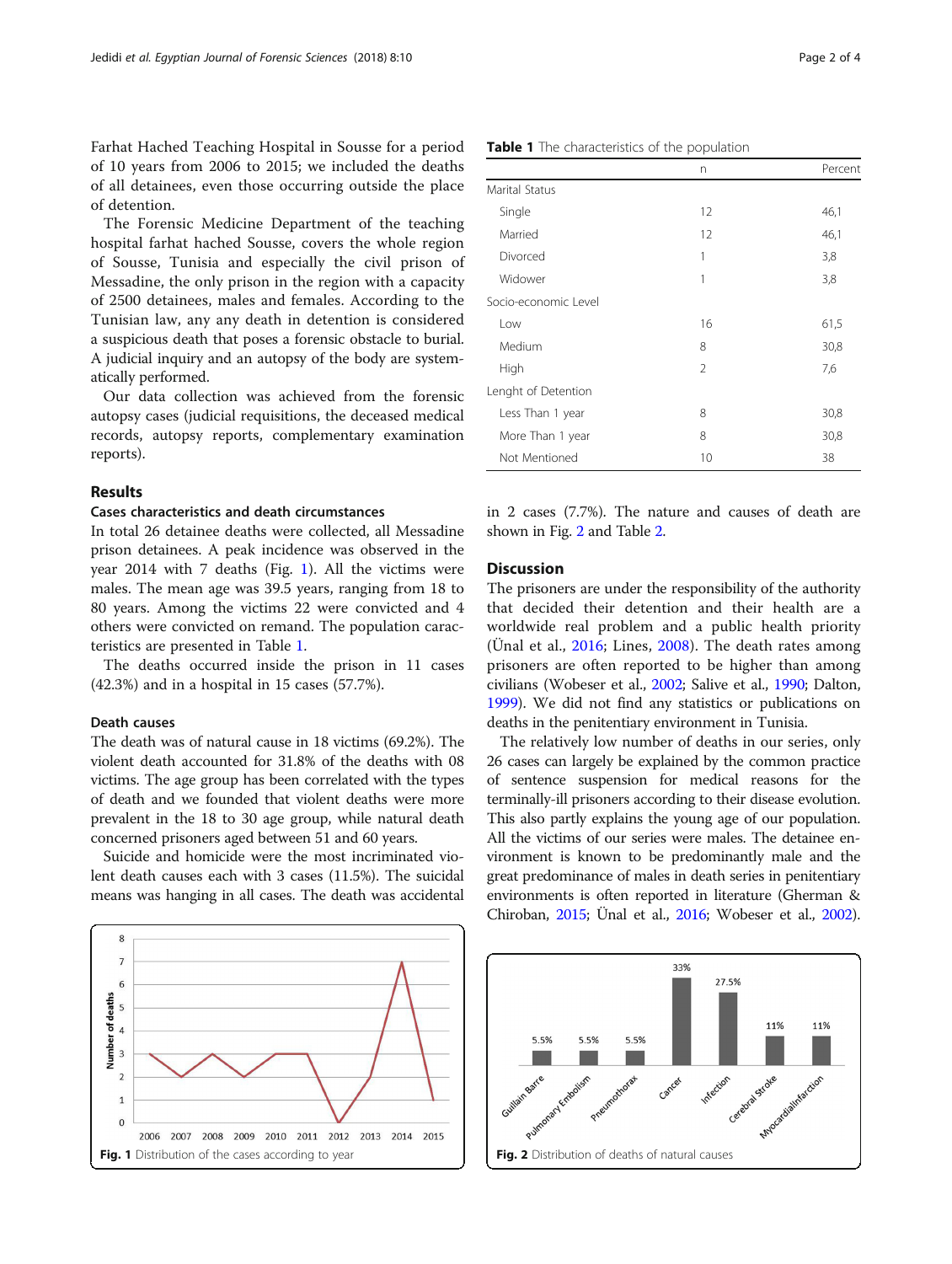Farhat Hached Teaching Hospital in Sousse for a period of 10 years from 2006 to 2015; we included the deaths of all detainees, even those occurring outside the place of detention.

The Forensic Medicine Department of the teaching hospital farhat hached Sousse, covers the whole region of Sousse, Tunisia and especially the civil prison of Messadine, the only prison in the region with a capacity of 2500 detainees, males and females. According to the Tunisian law, any any death in detention is considered a suspicious death that poses a forensic obstacle to burial. A judicial inquiry and an autopsy of the body are systematically performed.

Our data collection was achieved from the forensic autopsy cases (judicial requisitions, the deceased medical records, autopsy reports, complementary examination reports).

## Results

### Cases characteristics and death circumstances

In total 26 detainee deaths were collected, all Messadine prison detainees. A peak incidence was observed in the year 2014 with 7 deaths (Fig. 1). All the victims were males. The mean age was 39.5 years, ranging from 18 to 80 years. Among the victims 22 were convicted and 4 others were convicted on remand. The population caracteristics are presented in Table 1.

The deaths occurred inside the prison in 11 cases (42.3%) and in a hospital in 15 cases (57.7%).

### Death causes

The death was of natural cause in 18 victims (69.2%). The violent death accounted for 31.8% of the deaths with 08 victims. The age group has been correlated with the types of death and we founded that violent deaths were more prevalent in the 18 to 30 age group, while natural death concerned prisoners aged between 51 and 60 years.

Suicide and homicide were the most incriminated violent death causes each with 3 cases (11.5%). The suicidal means was hanging in all cases. The death was accidental in 2 cases (7.7%). The nature and causes of death are shown in Fig. 2 and Table 2.

**Table 1** The characteristics of the population

| | n | Percent |
|---|---|---|
| Marital Status | | |
| Single | 12 | 46,1 |
| Married | 12 | 46,1 |
| Divorced | 1 | 3,8 |
| Widower | 1 | 3,8 |
| Socio-economic Level | | |
| Low | 16 | 61,5 |
| Medium | 8 | 30,8 |
| High | 2 | 7,6 |
| Lenght of Detention | | |
| Less Than 1 year | 8 | 30,8 |
| More Than 1 year | 8 | 30,8 |
| Not Mentioned | 10 | 38 |

**Fig. 1** Distribution of the cases according to year

## Discussion

The prisoners are under the responsibility of the authority that decided their detention and their health are a worldwide real problem and a public health priority (Ünal et al., 2016; Lines, 2008). The death rates among prisoners are often reported to be higher than among civilians (Wobeser et al., 2002; Salive et al., 1990; Dalton, 1999). We did not find any statistics or publications on deaths in the penitentiary environment in Tunisia.

The relatively low number of deaths in our series, only 26 cases can largely be explained by the common practice of sentence suspension for medical reasons for the terminally-ill prisoners according to their disease evolution. This also partly explains the young age of our population. All the victims of our series were males. The detainee environment is known to be predominantly male and the great predominance of males in death series in penitentiary environments is often reported in literature (Gherman & Chiroban, 2015; Ünal et al., 2016; Wobeser et al., 2002).

**Fig. 2** Distribution of deaths of natural causes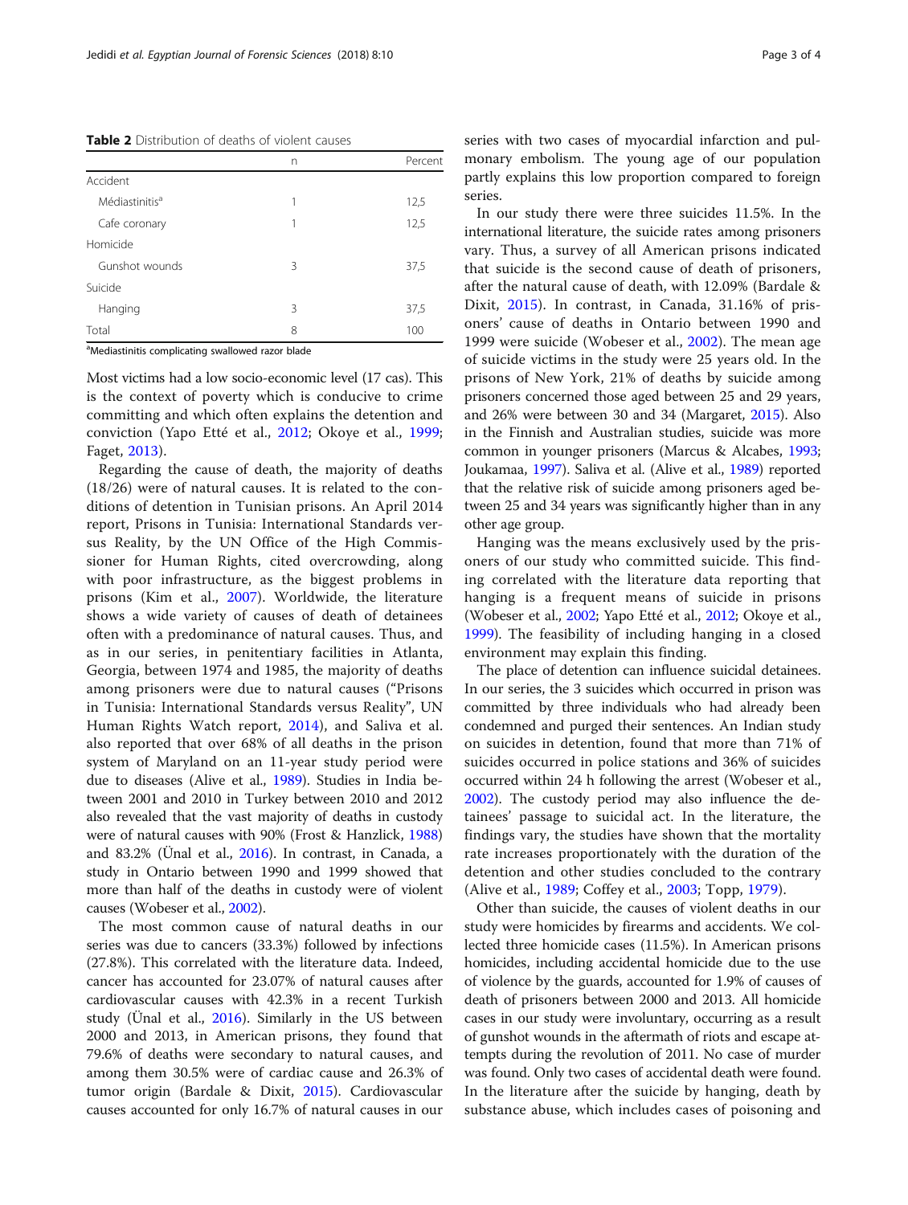**Table 2** Distribution of deaths of violent causes

| | n | Percent |
|---|---|---|
| Accident | | |
| Médiastinitis[a] | 1 | 12,5 |
| Cafe coronary | 1 | 12,5 |
| Homicide | | |
| Gunshot wounds | 3 | 37,5 |
| Suicide | | |
| Hanging | 3 | 37,5 |
| Total | 8 | 100 |

[a]Mediastinitis complicating swallowed razor blade

Most victims had a low socio-economic level (17 cas). This is the context of poverty which is conducive to crime committing and which often explains the detention and conviction (Yapo Etté et al., 2012; Okoye et al., 1999; Faget, 2013).

Regarding the cause of death, the majority of deaths (18/26) were of natural causes. It is related to the conditions of detention in Tunisian prisons. An April 2014 report, Prisons in Tunisia: International Standards versus Reality, by the UN Office of the High Commissioner for Human Rights, cited overcrowding, along with poor infrastructure, as the biggest problems in prisons (Kim et al., 2007). Worldwide, the literature shows a wide variety of causes of death of detainees often with a predominance of natural causes. Thus, and as in our series, in penitentiary facilities in Atlanta, Georgia, between 1974 and 1985, the majority of deaths among prisoners were due to natural causes ("Prisons in Tunisia: International Standards versus Reality", UN Human Rights Watch report, 2014), and Saliva et al. also reported that over 68% of all deaths in the prison system of Maryland on an 11-year study period were due to diseases (Alive et al., 1989). Studies in India between 2001 and 2010 in Turkey between 2010 and 2012 also revealed that the vast majority of deaths in custody were of natural causes with 90% (Frost & Hanzlick, 1988) and 83.2% (Ünal et al., 2016). In contrast, in Canada, a study in Ontario between 1990 and 1999 showed that more than half of the deaths in custody were of violent causes (Wobeser et al., 2002).

The most common cause of natural deaths in our series was due to cancers (33.3%) followed by infections (27.8%). This correlated with the literature data. Indeed, cancer has accounted for 23.07% of natural causes after cardiovascular causes with 42.3% in a recent Turkish study (Ünal et al., 2016). Similarly in the US between 2000 and 2013, in American prisons, they found that 79.6% of deaths were secondary to natural causes, and among them 30.5% were of cardiac cause and 26.3% of tumor origin (Bardale & Dixit, 2015). Cardiovascular causes accounted for only 16.7% of natural causes in our series with two cases of myocardial infarction and pulmonary embolism. The young age of our population partly explains this low proportion compared to foreign series.

In our study there were three suicides 11.5%. In the international literature, the suicide rates among prisoners vary. Thus, a survey of all American prisons indicated that suicide is the second cause of death of prisoners, after the natural cause of death, with 12.09% (Bardale & Dixit, 2015). In contrast, in Canada, 31.16% of prisoners' cause of deaths in Ontario between 1990 and 1999 were suicide (Wobeser et al., 2002). The mean age of suicide victims in the study were 25 years old. In the prisons of New York, 21% of deaths by suicide among prisoners concerned those aged between 25 and 29 years, and 26% were between 30 and 34 (Margaret, 2015). Also in the Finnish and Australian studies, suicide was more common in younger prisoners (Marcus & Alcabes, 1993; Joukamaa, 1997). Saliva et al. (Alive et al., 1989) reported that the relative risk of suicide among prisoners aged between 25 and 34 years was significantly higher than in any other age group.

Hanging was the means exclusively used by the prisoners of our study who committed suicide. This finding correlated with the literature data reporting that hanging is a frequent means of suicide in prisons (Wobeser et al., 2002; Yapo Etté et al., 2012; Okoye et al., 1999). The feasibility of including hanging in a closed environment may explain this finding.

The place of detention can influence suicidal detainees. In our series, the 3 suicides which occurred in prison was committed by three individuals who had already been condemned and purged their sentences. An Indian study on suicides in detention, found that more than 71% of suicides occurred in police stations and 36% of suicides occurred within 24 h following the arrest (Wobeser et al., 2002). The custody period may also influence the detainees' passage to suicidal act. In the literature, the findings vary, the studies have shown that the mortality rate increases proportionately with the duration of the detention and other studies concluded to the contrary (Alive et al., 1989; Coffey et al., 2003; Topp, 1979).

Other than suicide, the causes of violent deaths in our study were homicides by firearms and accidents. We collected three homicide cases (11.5%). In American prisons homicides, including accidental homicide due to the use of violence by the guards, accounted for 1.9% of causes of death of prisoners between 2000 and 2013. All homicide cases in our study were involuntary, occurring as a result of gunshot wounds in the aftermath of riots and escape attempts during the revolution of 2011. No case of murder was found. Only two cases of accidental death were found. In the literature after the suicide by hanging, death by substance abuse, which includes cases of poisoning and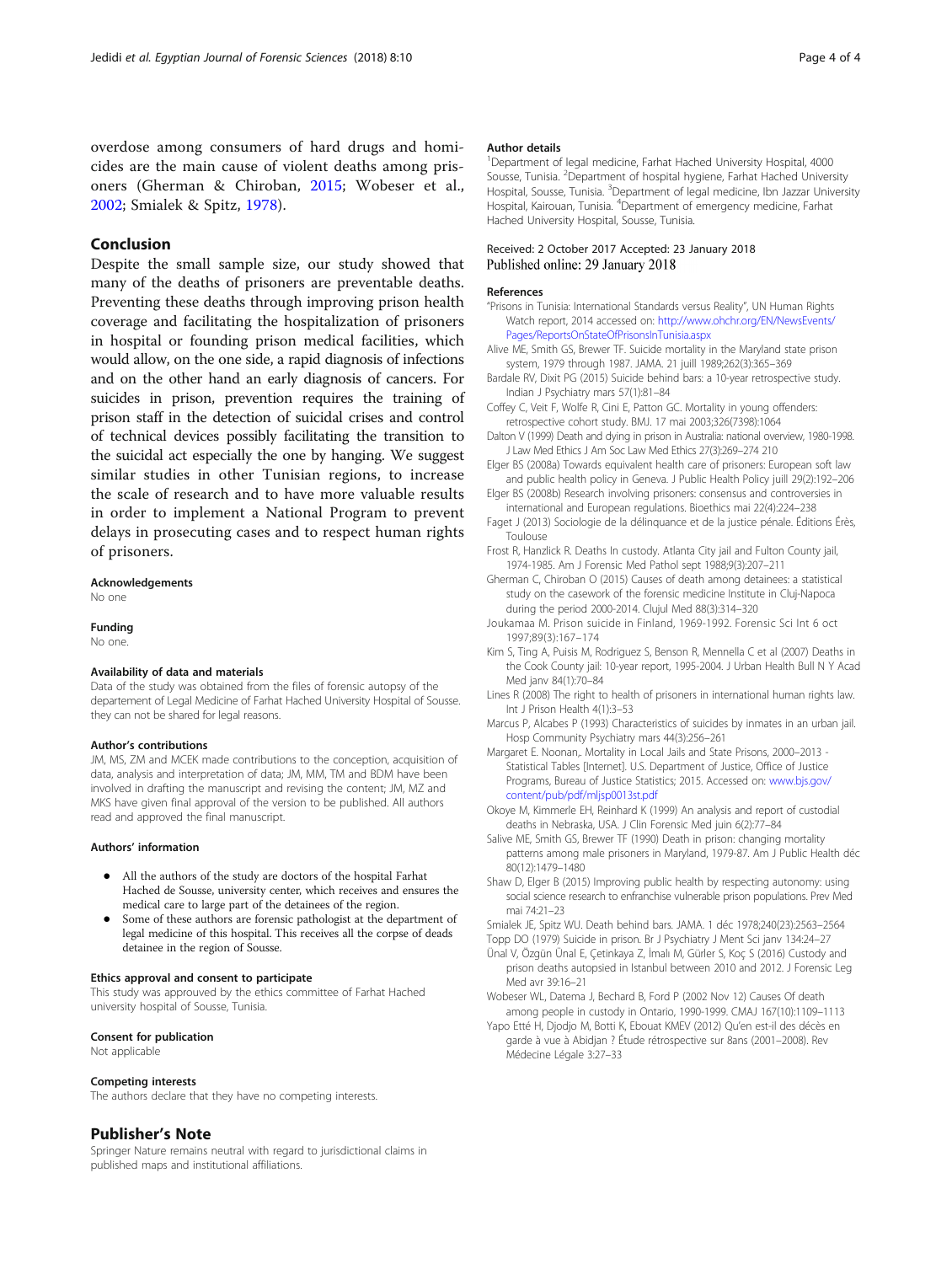overdose among consumers of hard drugs and homicides are the main cause of violent deaths among prisoners (Gherman & Chiroban, 2015; Wobeser et al., 2002; Smialek & Spitz, 1978).

## Conclusion

Despite the small sample size, our study showed that many of the deaths of prisoners are preventable deaths. Preventing these deaths through improving prison health coverage and facilitating the hospitalization of prisoners in hospital or founding prison medical facilities, which would allow, on the one side, a rapid diagnosis of infections and on the other hand an early diagnosis of cancers. For suicides in prison, prevention requires the training of prison staff in the detection of suicidal crises and control of technical devices possibly facilitating the transition to the suicidal act especially the one by hanging. We suggest similar studies in other Tunisian regions, to increase the scale of research and to have more valuable results in order to implement a National Program to prevent delays in prosecuting cases and to respect human rights of prisoners.

### Acknowledgements

No one

### Funding

No one.

### Availability of data and materials

Data of the study was obtained from the files of forensic autopsy of the departement of Legal Medicine of Farhat Hached University Hospital of Sousse. they can not be shared for legal reasons.

### Author's contributions

JM, MS, ZM and MCEK made contributions to the conception, acquisition of data, analysis and interpretation of data; JM, MM, TM and BDM have been involved in drafting the manuscript and revising the content; JM, MZ and MKS have given final approval of the version to be published. All authors read and approved the final manuscript.

### Authors' information

- All the authors of the study are doctors of the hospital Farhat Hached de Sousse, university center, which receives and ensures the medical care to large part of the detainees of the region.
- Some of these authors are forensic pathologist at the department of legal medicine of this hospital. This receives all the corpse of deads detainee in the region of Sousse.

### Ethics approval and consent to participate

This study was approuved by the ethics committee of Farhat Hached university hospital of Sousse, Tunisia.

### Consent for publication

Not applicable

### Competing interests

The authors declare that they have no competing interests.

## Publisher's Note

Springer Nature remains neutral with regard to jurisdictional claims in published maps and institutional affiliations.

### Author details

[1]Department of legal medicine, Farhat Hached University Hospital, 4000 Sousse, Tunisia. [2]Department of hospital hygiene, Farhat Hached University Hospital, Sousse, Tunisia. [3]Department of legal medicine, Ibn Jazzar University Hospital, Kairouan, Tunisia. [4]Department of emergency medicine, Farhat Hached University Hospital, Sousse, Tunisia.

Received: 2 October 2017 Accepted: 23 January 2018
Published online: 29 January 2018

## References

"Prisons in Tunisia: International Standards versus Reality", UN Human Rights Watch report, 2014 accessed on: http://www.ohchr.org/EN/NewsEvents/Pages/ReportsOnStateOfPrisonsInTunisia.aspx

Alive ME, Smith GS, Brewer TF. Suicide mortality in the Maryland state prison system, 1979 through 1987. JAMA. 21 juill 1989;262(3):365–369

Bardale RV, Dixit PG (2015) Suicide behind bars: a 10-year retrospective study. Indian J Psychiatry mars 57(1):81–84

Coffey C, Veit F, Wolfe R, Cini E, Patton GC. Mortality in young offenders: retrospective cohort study. BMJ. 17 mai 2003;326(7398):1064

Dalton V (1999) Death and dying in prison in Australia: national overview, 1980-1998. J Law Med Ethics J Am Soc Law Med Ethics 27(3):269–274 210

Elger BS (2008a) Towards equivalent health care of prisoners: European soft law and public health policy in Geneva. J Public Health Policy juill 29(2):192–206

Elger BS (2008b) Research involving prisoners: consensus and controversies in international and European regulations. Bioethics mai 22(4):224–238

Faget J (2013) Sociologie de la délinquance et de la justice pénale. Éditions Érès, Toulouse

Frost R, Hanzlick R. Deaths In custody. Atlanta City jail and Fulton County jail, 1974-1985. Am J Forensic Med Pathol sept 1988;9(3):207–211

Gherman C, Chiroban O (2015) Causes of death among detainees: a statistical study on the casework of the forensic medicine Institute in Cluj-Napoca during the period 2000-2014. Clujul Med 88(3):314–320

Joukamaa M. Prison suicide in Finland, 1969-1992. Forensic Sci Int 6 oct 1997;89(3):167–174

Kim S, Ting A, Puisis M, Rodriguez S, Benson R, Mennella C et al (2007) Deaths in the Cook County jail: 10-year report, 1995-2004. J Urban Health Bull N Y Acad Med janv 84(1):70–84

Lines R (2008) The right to health of prisoners in international human rights law. Int J Prison Health 4(1):3–53

Marcus P, Alcabes P (1993) Characteristics of suicides by inmates in an urban jail. Hosp Community Psychiatry mars 44(3):256–261

Margaret E. Noonan,. Mortality in Local Jails and State Prisons, 2000–2013 - Statistical Tables [Internet]. U.S. Department of Justice, Office of Justice Programs, Bureau of Justice Statistics; 2015. Accessed on: www.bjs.gov/content/pub/pdf/mljsp0013st.pdf

Okoye M, Kimmerle EH, Reinhard K (1999) An analysis and report of custodial deaths in Nebraska, USA. J Clin Forensic Med juin 6(2):77–84

Salive ME, Smith GS, Brewer TF (1990) Death in prison: changing mortality patterns among male prisoners in Maryland, 1979-87. Am J Public Health déc 80(12):1479–1480

Shaw D, Elger B (2015) Improving public health by respecting autonomy: using social science research to enfranchise vulnerable prison populations. Prev Med mai 74:21–23

Smialek JE, Spitz WU. Death behind bars. JAMA. 1 déc 1978;240(23):2563–2564

Topp DO (1979) Suicide in prison. Br J Psychiatry J Ment Sci janv 134:24–27

Ünal V, Özgün Ünal E, Çetinkaya Z, İmalı M, Gürler S, Koç S (2016) Custody and prison deaths autopsied in Istanbul between 2010 and 2012. J Forensic Leg Med avr 39:16–21

Wobeser WL, Datema J, Bechard B, Ford P (2002 Nov 12) Causes Of death among people in custody in Ontario, 1990-1999. CMAJ 167(10):1109–1113

Yapo Etté H, Djodjo M, Botti K, Ebouat KMEV (2012) Qu'en est-il des décès en garde à vue à Abidjan ? Étude rétrospective sur 8ans (2001–2008). Rev Médecine Légale 3:27–33